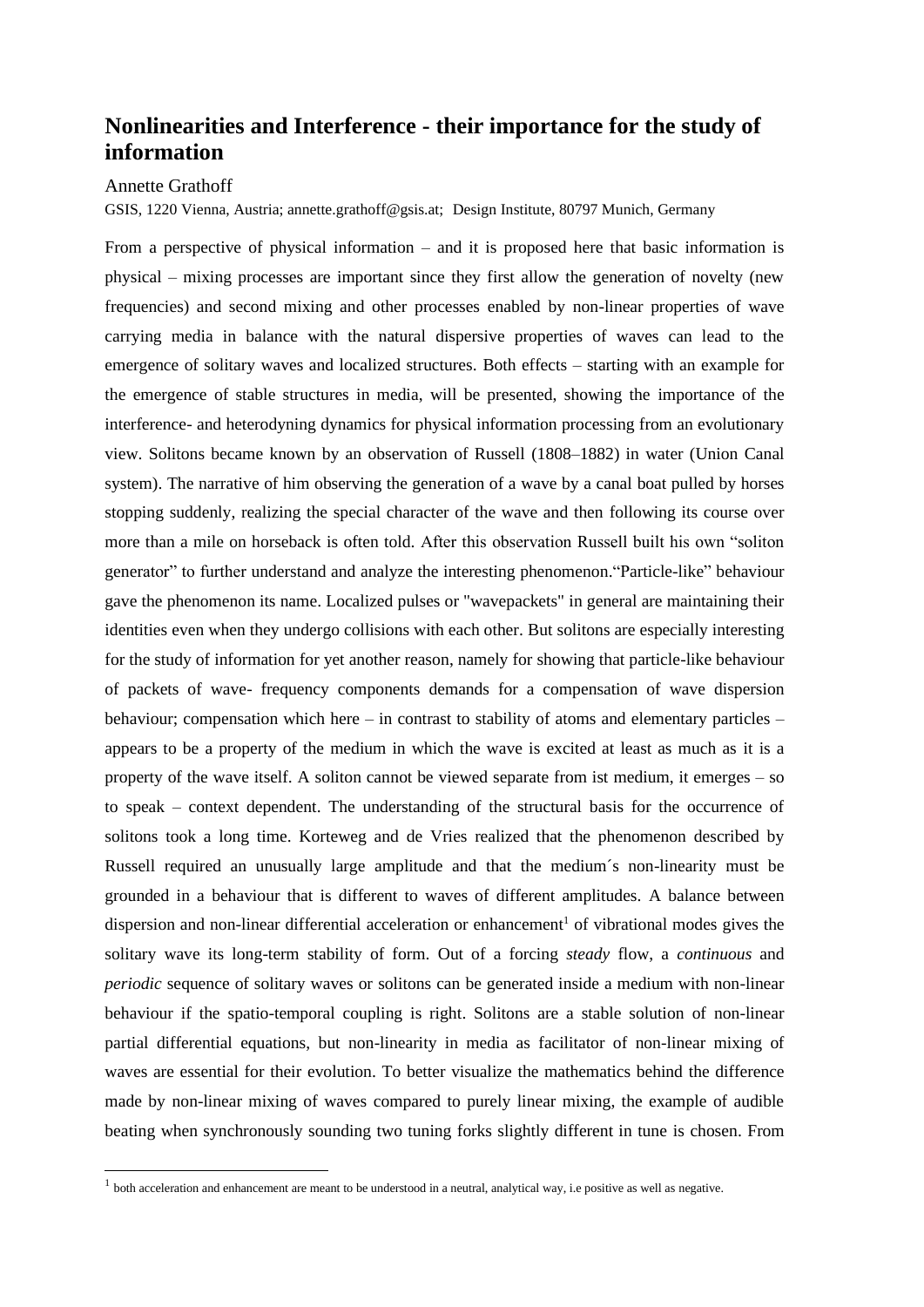# Nonlinearities and Interference - their importance for the study of information

Annette Grathoff

GSIS, 1220 Vienna, Austria; annette.grathoff@gsis.at; Design Institute, 80797 Munich, Germany

From a perspective of physical information – and it is proposed here that basic information is physical – mixing processes are important since they first allow the generation of novelty (new frequencies) and second mixing and other processes enabled by non-linear properties of wave carrying media in balance with the natural dispersive properties of waves can lead to the emergence of solitary waves and localized structures. Both effects – starting with an example for the emergence of stable structures in media, will be presented, showing the importance of the interference- and heterodyning dynamics for physical information processing from an evolutionary view. Solitons became known by an observation of Russell (1808–1882) in water (Union Canal system). The narrative of him observing the generation of a wave by a canal boat pulled by horses stopping suddenly, realizing the special character of the wave and then following its course over more than a mile on horseback is often told. After this observation Russell built his own "soliton generator" to further understand and analyze the interesting phenomenon."Particle-like" behaviour gave the phenomenon its name. Localized pulses or "wavepackets" in general are maintaining their identities even when they undergo collisions with each other. But solitons are especially interesting for the study of information for yet another reason, namely for showing that particle-like behaviour of packets of wave- frequency components demands for a compensation of wave dispersion behaviour; compensation which here – in contrast to stability of atoms and elementary particles – appears to be a property of the medium in which the wave is excited at least as much as it is a property of the wave itself. A soliton cannot be viewed separate from ist medium, it emerges – so to speak – context dependent. The understanding of the structural basis for the occurrence of solitons took a long time. Korteweg and de Vries realized that the phenomenon described by Russell required an unusually large amplitude and that the medium´s non-linearity must be grounded in a behaviour that is different to waves of different amplitudes. A balance between dispersion and non-linear differential acceleration or enhancement[1] of vibrational modes gives the solitary wave its long-term stability of form. Out of a forcing *steady* flow, a *continuous* and *periodic* sequence of solitary waves or solitons can be generated inside a medium with non-linear behaviour if the spatio-temporal coupling is right. Solitons are a stable solution of non-linear partial differential equations, but non-linearity in media as facilitator of non-linear mixing of waves are essential for their evolution. To better visualize the mathematics behind the difference made by non-linear mixing of waves compared to purely linear mixing, the example of audible beating when synchronously sounding two tuning forks slightly different in tune is chosen. From

[1] both acceleration and enhancement are meant to be understood in a neutral, analytical way, i.e positive as well as negative.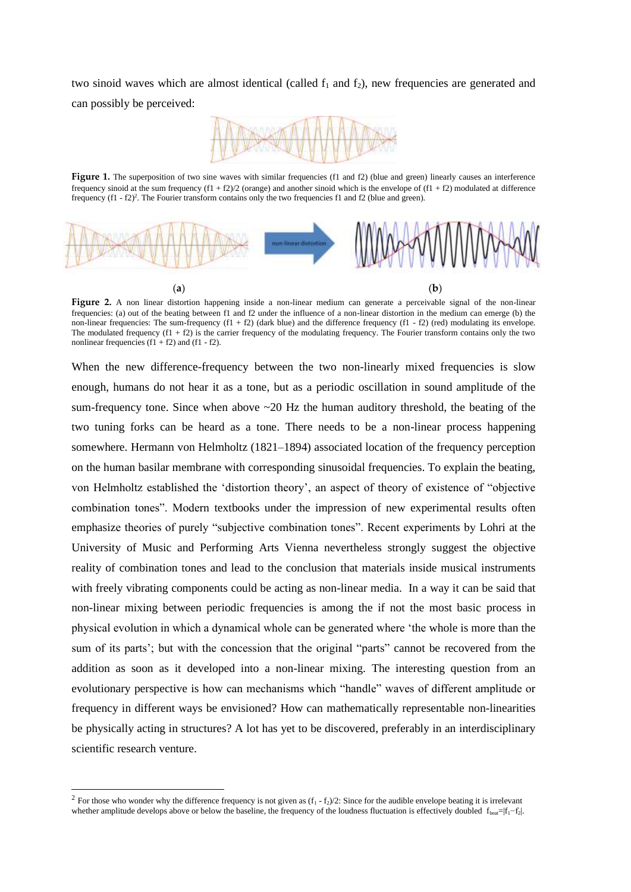two sinoid waves which are almost identical (called $f_1$ and $f_2$), new frequencies are generated and can possibly be perceived:

**Figure 1.** The superposition of two sine waves with similar frequencies (f1 and f2) (blue and green) linearly causes an interference frequency sinoid at the sum frequency (f1 + f2)/2 (orange) and another sinoid which is the envelope of (f1 + f2) modulated at difference frequency (f1 - f2)[2]. The Fourier transform contains only the two frequencies f1 and f2 (blue and green).

non-linear distortion

(**a**) (**b**)

**Figure 2.** A non linear distortion happening inside a non-linear medium can generate a perceivable signal of the non-linear frequencies: (a) out of the beating between f1 and f2 under the influence of a non-linear distortion in the medium can emerge (b) the non-linear frequencies: The sum-frequency (f1 + f2) (dark blue) and the difference frequency (f1 - f2) (red) modulating its envelope. The modulated frequency (f1 + f2) is the carrier frequency of the modulating frequency. The Fourier transform contains only the two nonlinear frequencies (f1 + f2) and (f1 - f2).

When the new difference-frequency between the two non-linearly mixed frequencies is slow enough, humans do not hear it as a tone, but as a periodic oscillation in sound amplitude of the sum-frequency tone. Since when above ~20 Hz the human auditory threshold, the beating of the two tuning forks can be heard as a tone. There needs to be a non-linear process happening somewhere. Hermann von Helmholtz (1821–1894) associated location of the frequency perception on the human basilar membrane with corresponding sinusoidal frequencies. To explain the beating, von Helmholtz established the 'distortion theory', an aspect of theory of existence of "objective combination tones". Modern textbooks under the impression of new experimental results often emphasize theories of purely "subjective combination tones". Recent experiments by Lohri at the University of Music and Performing Arts Vienna nevertheless strongly suggest the objective reality of combination tones and lead to the conclusion that materials inside musical instruments with freely vibrating components could be acting as non-linear media. In a way it can be said that non-linear mixing between periodic frequencies is among the if not the most basic process in physical evolution in which a dynamical whole can be generated where 'the whole is more than the sum of its parts'; but with the concession that the original "parts" cannot be recovered from the addition as soon as it developed into a non-linear mixing. The interesting question from an evolutionary perspective is how can mechanisms which "handle" waves of different amplitude or frequency in different ways be envisioned? How can mathematically representable non-linearities be physically acting in structures? A lot has yet to be discovered, preferably in an interdisciplinary scientific research venture.

---

[2] For those who wonder why the difference frequency is not given as $(f_1 - f_2)/2$: Since for the audible envelope beating it is irrelevant whether amplitude develops above or below the baseline, the frequency of the loudness fluctuation is effectively doubled $f_{beat}=|f_1-f_2|$.